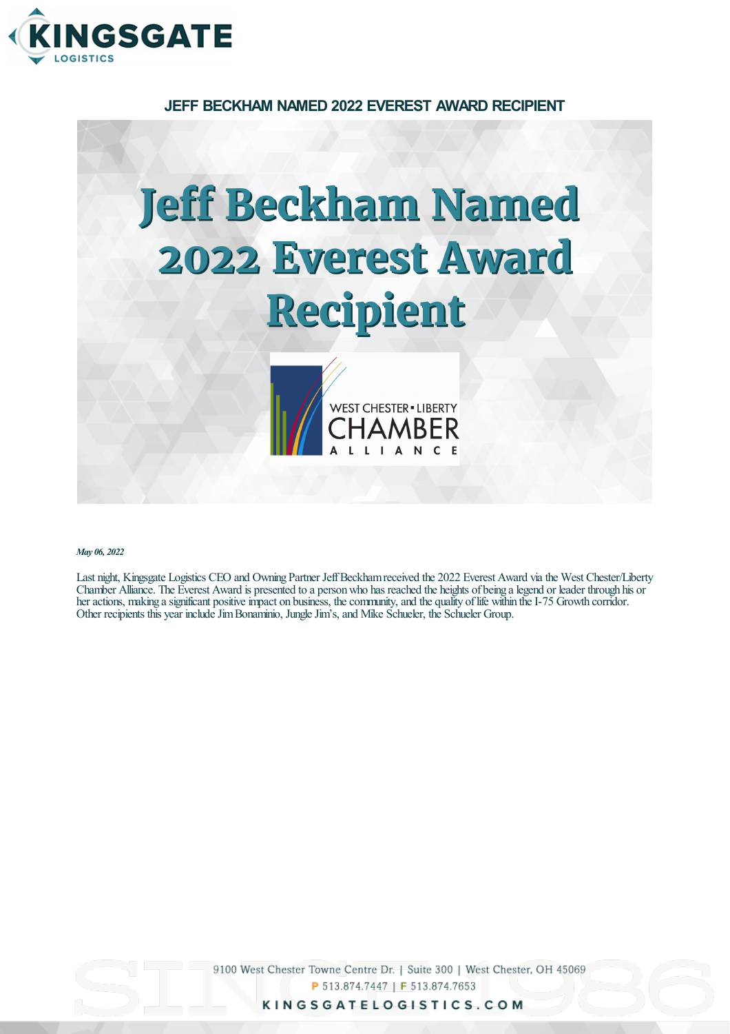# JEFF BECKHAM NAMED 2022 EVEREST AWARD RECIPIENT

*May 06, 2022*

Last night, Kingsgate Logistics CEO and Owning Partner Jeff Beckham received the 2022 Everest Award via the West Chester/Liberty Chamber Alliance. The Everest Award is presented to a person who has reached the heights of being a legend or leader through his or her actions, making a significant positive impact on business, the community, and the quality of life within the I-75 Growth corridor. Other recipients this year include Jim Bonaminio, Jungle Jim's, and Mike Schueler, the Schueler Group.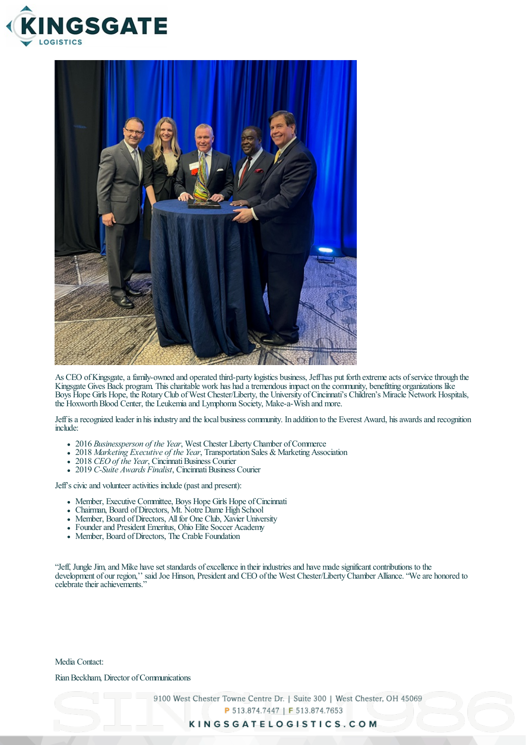As CEO of Kingsgate, a family-owned and operated third-party logistics business, Jeff has put forth extreme acts of service through the Kingsgate Gives Back program. This charitable work has had a tremendous impact on the community, benefitting organizations like Boys Hope Girls Hope, the Rotary Club of West Chester/Liberty, the University of Cincinnati's Children's Miracle Network Hospitals, the Hoxworth Blood Center, the Leukemia and Lymphoma Society, Make-a-Wish and more.

Jeff is a recognized leader in his industry and the local business community. In addition to the Everest Award, his awards and recognition include:

- 2016 *Businessperson of the Year*, West Chester Liberty Chamber of Commerce
- 2018 *Marketing Executive of the Year*, Transportation Sales & Marketing Association
- 2018 *CEO of the Year*, Cincinnati Business Courier
- 2019 *C-Suite Awards Finalist*, Cincinnati Business Courier

Jeff's civic and volunteer activities include (past and present):

- Member, Executive Committee, Boys Hope Girls Hope of Cincinnati
- Chairman, Board of Directors, Mt. Notre Dame High School
- Member, Board of Directors, All for One Club, Xavier University
- Founder and President Emeritus, Ohio Elite Soccer Academy
- Member, Board of Directors, The Crable Foundation

"Jeff, Jungle Jim, and Mike have set standards of excellence in their industries and have made significant contributions to the development of our region," said Joe Hinson, President and CEO of the West Chester/Liberty Chamber Alliance. "We are honored to celebrate their achievements."

Media Contact:

Rian Beckham, Director of Communications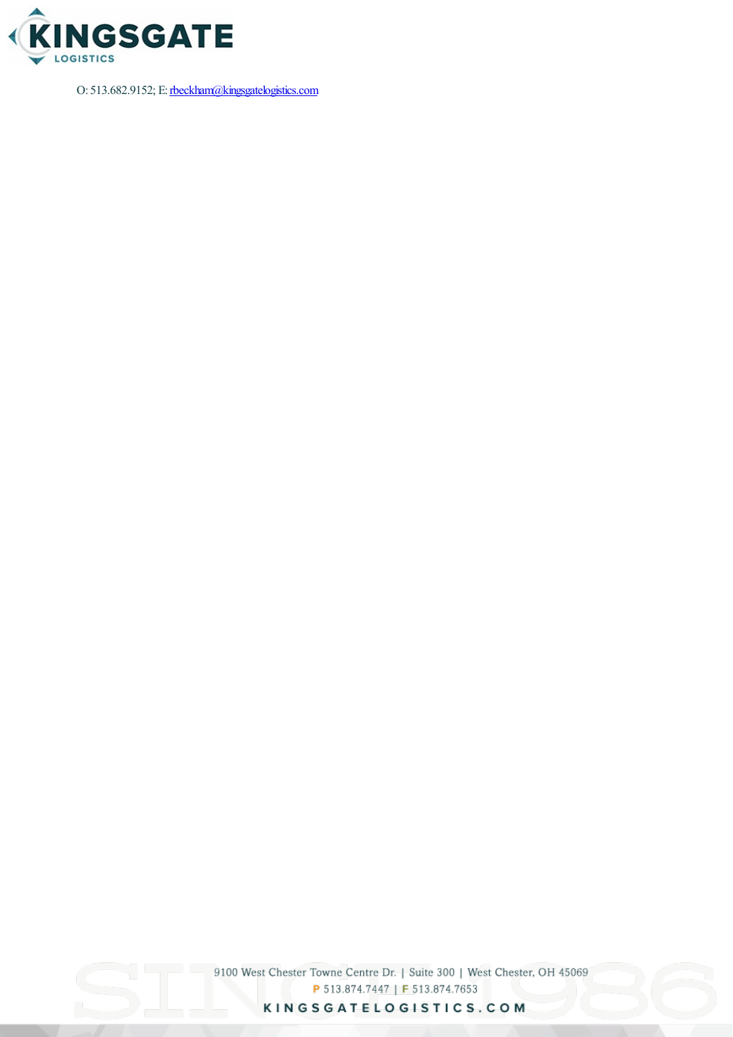O: 513.682.9152; E: rbeckham@kingsgatelogistics.com